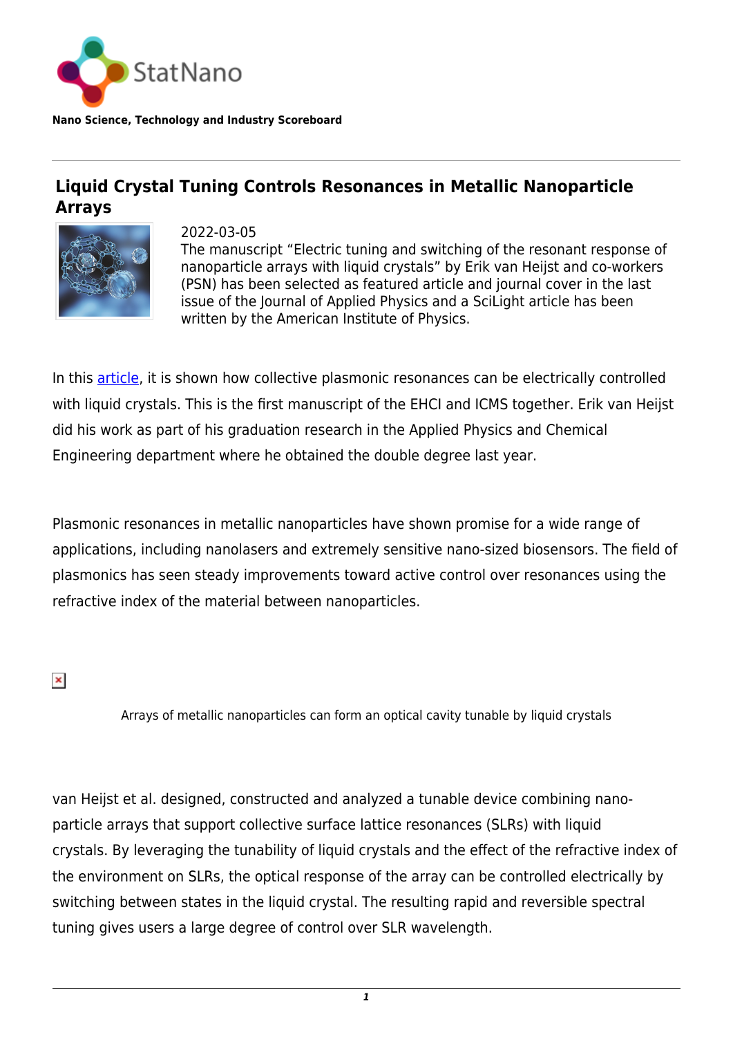StatNano

**Nano Science, Technology and Industry Scoreboard**

# Liquid Crystal Tuning Controls Resonances in Metallic Nanoparticle Arrays

2022-03-05

The manuscript “Electric tuning and switching of the resonant response of nanoparticle arrays with liquid crystals” by Erik van Heijst and co-workers (PSN) has been selected as featured article and journal cover in the last issue of the Journal of Applied Physics and a SciLight article has been written by the American Institute of Physics.

In this article, it is shown how collective plasmonic resonances can be electrically controlled with liquid crystals. This is the first manuscript of the EHCI and ICMS together. Erik van Heijst did his work as part of his graduation research in the Applied Physics and Chemical Engineering department where he obtained the double degree last year.

Plasmonic resonances in metallic nanoparticles have shown promise for a wide range of applications, including nanolasers and extremely sensitive nano-sized biosensors. The field of plasmonics has seen steady improvements toward active control over resonances using the refractive index of the material between nanoparticles.

Arrays of metallic nanoparticles can form an optical cavity tunable by liquid crystals

van Heijst et al. designed, constructed and analyzed a tunable device combining nano-particle arrays that support collective surface lattice resonances (SLRs) with liquid crystals. By leveraging the tunability of liquid crystals and the effect of the refractive index of the environment on SLRs, the optical response of the array can be controlled electrically by switching between states in the liquid crystal. The resulting rapid and reversible spectral tuning gives users a large degree of control over SLR wavelength.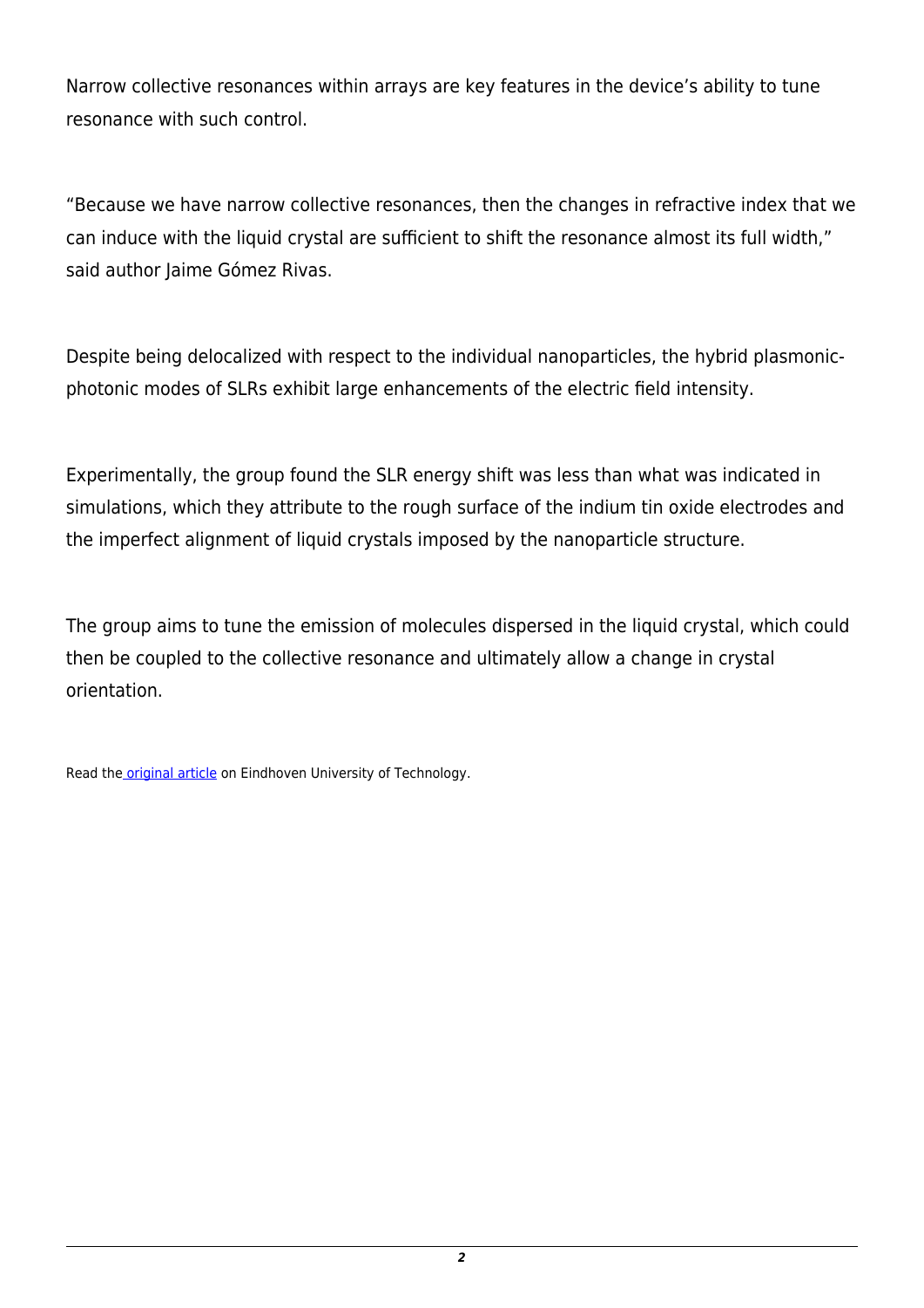Narrow collective resonances within arrays are key features in the device's ability to tune resonance with such control.

"Because we have narrow collective resonances, then the changes in refractive index that we can induce with the liquid crystal are sufficient to shift the resonance almost its full width," said author Jaime Gómez Rivas.

Despite being delocalized with respect to the individual nanoparticles, the hybrid plasmonic-photonic modes of SLRs exhibit large enhancements of the electric field intensity.

Experimentally, the group found the SLR energy shift was less than what was indicated in simulations, which they attribute to the rough surface of the indium tin oxide electrodes and the imperfect alignment of liquid crystals imposed by the nanoparticle structure.

The group aims to tune the emission of molecules dispersed in the liquid crystal, which could then be coupled to the collective resonance and ultimately allow a change in crystal orientation.

Read the original article on Eindhoven University of Technology.